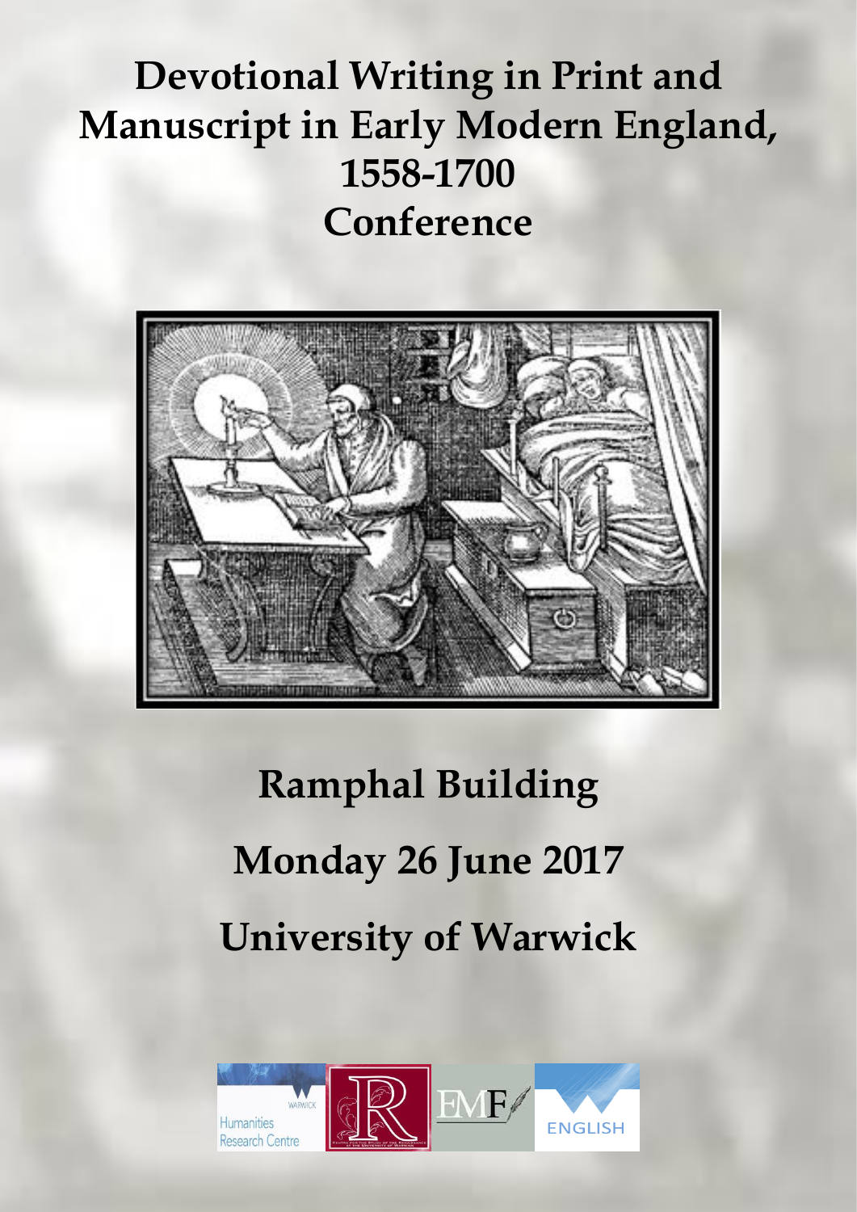# Devotional Writing in Print and Manuscript in Early Modern England, 1558-1700 Conference

## Ramphal Building

## Monday 26 June 2017

## University of Warwick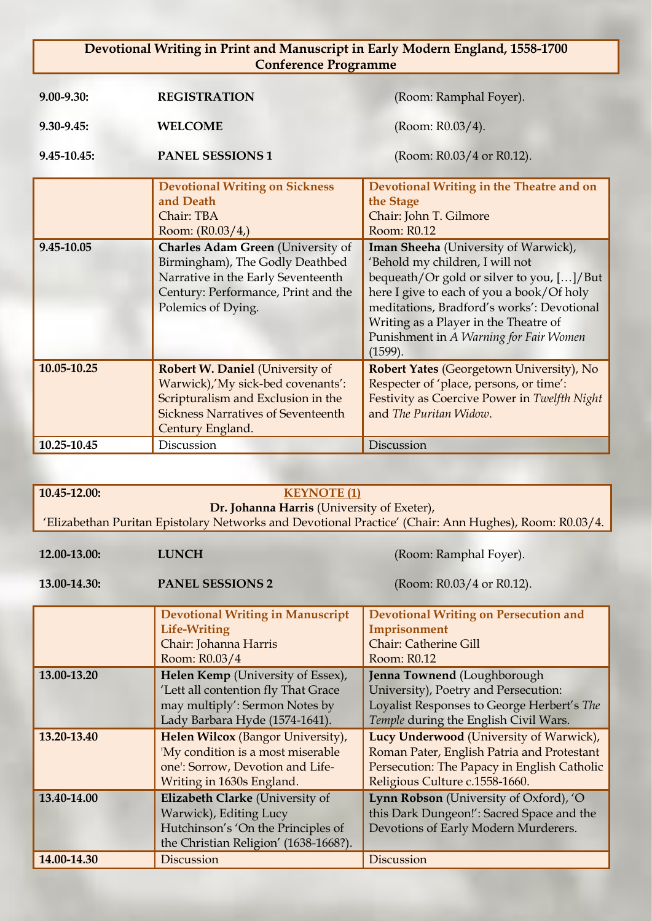**Devotional Writing in Print and Manuscript in Early Modern England, 1558-1700**
**Conference Programme**

**9.00-9.30:** **REGISTRATION** (Room: Ramphal Foyer).

**9.30-9.45:** **WELCOME** (Room: R0.03/4).

**9.45-10.45:** **PANEL SESSIONS 1** (Room: R0.03/4 or R0.12).

| | **Devotional Writing on Sickness and Death**<br>Chair: TBA<br>Room: (R0.03/4,) | **Devotional Writing in the Theatre and on the Stage**<br>Chair: John T. Gilmore<br>Room: R0.12 |
|---|---|---|
| **9.45-10.05** | **Charles Adam Green** (University of Birmingham), The Godly Deathbed Narrative in the Early Seventeenth Century: Performance, Print and the Polemics of Dying. | **Iman Sheeha** (University of Warwick), 'Behold my children, I will not bequeath/Or gold or silver to you, […]/But here I give to each of you a book/Of holy meditations, Bradford's works': Devotional Writing as a Player in the Theatre of Punishment in *A Warning for Fair Women* (1599). |
| **10.05-10.25** | **Robert W. Daniel** (University of Warwick),'My sick-bed covenants': Scripturalism and Exclusion in the Sickness Narratives of Seventeenth Century England. | **Robert Yates** (Georgetown University), No Respecter of 'place, persons, or time': Festivity as Coercive Power in *Twelfth Night* and *The Puritan Widow*. |
| **10.25-10.45** | Discussion | Discussion |

**10.45-12.00:** **KEYNOTE (1)**
**Dr. Johanna Harris** (University of Exeter),
'Elizabethan Puritan Epistolary Networks and Devotional Practice' (Chair: Ann Hughes), Room: R0.03/4.

**12.00-13.00:** **LUNCH** (Room: Ramphal Foyer).

**13.00-14.30:** **PANEL SESSIONS 2** (Room: R0.03/4 or R0.12).

| | **Devotional Writing in Manuscript Life-Writing**<br>Chair: Johanna Harris<br>Room: R0.03/4 | **Devotional Writing on Persecution and Imprisonment**<br>Chair: Catherine Gill<br>Room: R0.12 |
|---|---|---|
| **13.00-13.20** | **Helen Kemp** (University of Essex), 'Lett all contention fly That Grace may multiply': Sermon Notes by Lady Barbara Hyde (1574-1641). | **Jenna Townend** (Loughborough University), Poetry and Persecution: Loyalist Responses to George Herbert's *The Temple* during the English Civil Wars. |
| **13.20-13.40** | **Helen Wilcox** (Bangor University), 'My condition is a most miserable one': Sorrow, Devotion and Life-Writing in 1630s England. | **Lucy Underwood** (University of Warwick), Roman Pater, English Patria and Protestant Persecution: The Papacy in English Catholic Religious Culture c.1558-1660. |
| **13.40-14.00** | **Elizabeth Clarke** (University of Warwick), Editing Lucy Hutchinson's 'On the Principles of the Christian Religion' (1638-1668?). | **Lynn Robson** (University of Oxford), 'O this Dark Dungeon!': Sacred Space and the Devotions of Early Modern Murderers. |
| **14.00-14.30** | Discussion | Discussion |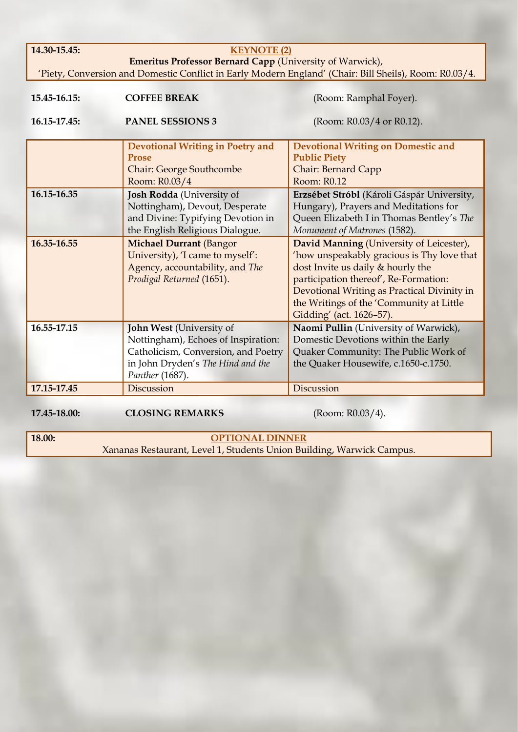**14.30-15.45:** **KEYNOTE (2)**

**Emeritus Professor Bernard Capp** (University of Warwick),
'Piety, Conversion and Domestic Conflict in Early Modern England' (Chair: Bill Sheils), Room: R0.03/4.

**15.45-16.15:** **COFFEE BREAK** (Room: Ramphal Foyer).

**16.15-17.45:** **PANEL SESSIONS 3** (Room: R0.03/4 or R0.12).

| | **Devotional Writing in Poetry and Prose**<br>Chair: George Southcombe<br>Room: R0.03/4 | **Devotional Writing on Domestic and Public Piety**<br>Chair: Bernard Capp<br>Room: R0.12 |
|---|---|---|
| **16.15-16.35** | **Josh Rodda** (University of Nottingham), Devout, Desperate and Divine: Typifying Devotion in the English Religious Dialogue. | **Erzsébet Stróbl** (Károli Gáspár University, Hungary), Prayers and Meditations for Queen Elizabeth I in Thomas Bentley's *The Monument of Matrones* (1582). |
| **16.35-16.55** | **Michael Durrant** (Bangor University), 'I came to myself': Agency, accountability, and *The Prodigal Returned* (1651). | **David Manning** (University of Leicester), 'how unspeakably gracious is Thy love that dost Invite us daily & hourly the participation thereof', Re-Formation: Devotional Writing as Practical Divinity in the Writings of the 'Community at Little Gidding' (act. 1626–57). |
| **16.55-17.15** | **John West** (University of Nottingham), Echoes of Inspiration: Catholicism, Conversion, and Poetry in John Dryden's *The Hind and the Panther* (1687). | **Naomi Pullin** (University of Warwick), Domestic Devotions within the Early Quaker Community: The Public Work of the Quaker Housewife, c.1650-c.1750. |
| **17.15-17.45** | Discussion | Discussion |

**17.45-18.00:** **CLOSING REMARKS** (Room: R0.03/4).

**18.00:** **OPTIONAL DINNER**

Xananas Restaurant, Level 1, Students Union Building, Warwick Campus.